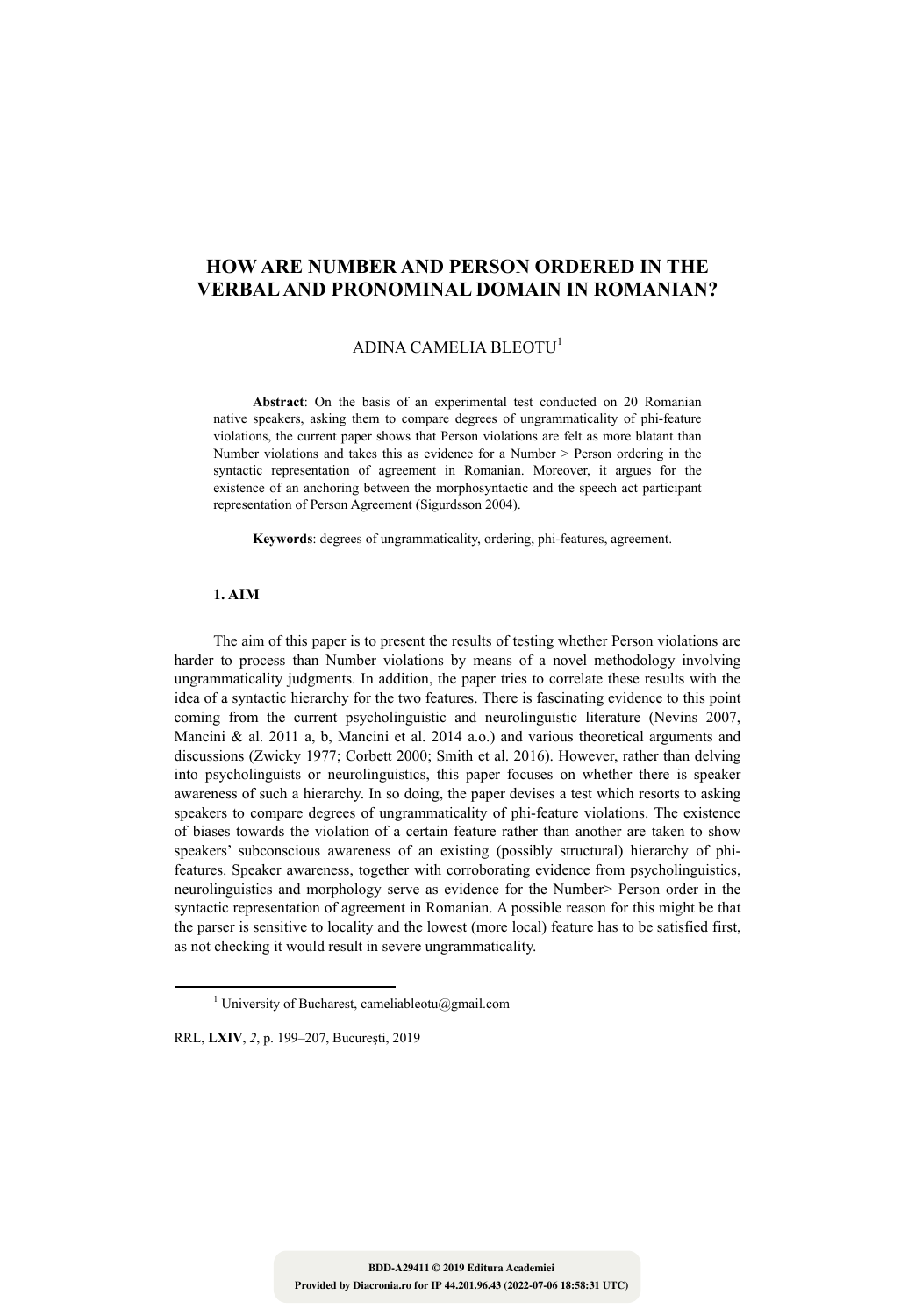# HOW ARE NUMBER AND PERSON ORDERED IN THE VERBAL AND PRONOMINAL DOMAIN IN ROMANIAN?

ADINA CAMELIA BLEOTU[1]

**Abstract**: On the basis of an experimental test conducted on 20 Romanian native speakers, asking them to compare degrees of ungrammaticality of phi-feature violations, the current paper shows that Person violations are felt as more blatant than Number violations and takes this as evidence for a Number > Person ordering in the syntactic representation of agreement in Romanian. Moreover, it argues for the existence of an anchoring between the morphosyntactic and the speech act participant representation of Person Agreement (Sigurdsson 2004).

**Keywords**: degrees of ungrammaticality, ordering, phi-features, agreement.

## 1. AIM

The aim of this paper is to present the results of testing whether Person violations are harder to process than Number violations by means of a novel methodology involving ungrammaticality judgments. In addition, the paper tries to correlate these results with the idea of a syntactic hierarchy for the two features. There is fascinating evidence to this point coming from the current psycholinguistic and neurolinguistic literature (Nevins 2007, Mancini & al. 2011 a, b, Mancini et al. 2014 a.o.) and various theoretical arguments and discussions (Zwicky 1977; Corbett 2000; Smith et al. 2016). However, rather than delving into psycholinguists or neurolinguistics, this paper focuses on whether there is speaker awareness of such a hierarchy. In so doing, the paper devises a test which resorts to asking speakers to compare degrees of ungrammaticality of phi-feature violations. The existence of biases towards the violation of a certain feature rather than another are taken to show speakers' subconscious awareness of an existing (possibly structural) hierarchy of phi-features. Speaker awareness, together with corroborating evidence from psycholinguistics, neurolinguistics and morphology serve as evidence for the Number> Person order in the syntactic representation of agreement in Romanian. A possible reason for this might be that the parser is sensitive to locality and the lowest (more local) feature has to be satisfied first, as not checking it would result in severe ungrammaticality.

[1] University of Bucharest, cameliableotu@gmail.com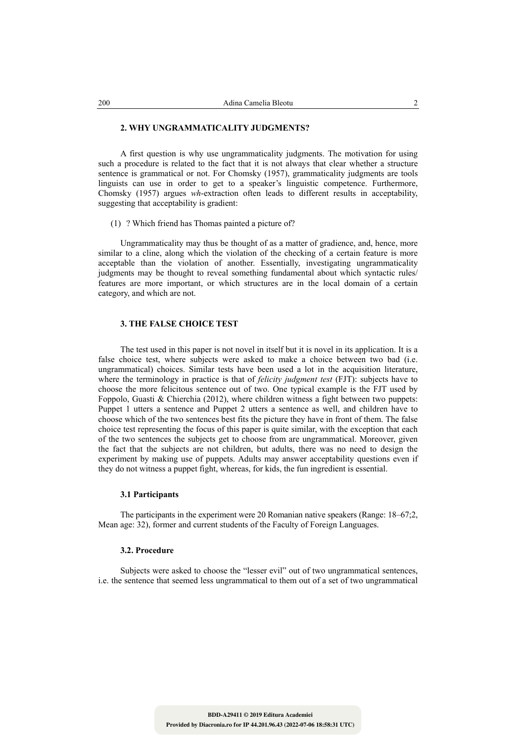## 2. WHY UNGRAMMATICALITY JUDGMENTS?

A first question is why use ungrammaticality judgments. The motivation for using such a procedure is related to the fact that it is not always that clear whether a structure sentence is grammatical or not. For Chomsky (1957), grammaticality judgments are tools linguists can use in order to get to a speaker's linguistic competence. Furthermore, Chomsky (1957) argues *wh*-extraction often leads to different results in acceptability, suggesting that acceptability is gradient:

(1) ? Which friend has Thomas painted a picture of?

Ungrammaticality may thus be thought of as a matter of gradience, and, hence, more similar to a cline, along which the violation of the checking of a certain feature is more acceptable than the violation of another. Essentially, investigating ungrammaticality judgments may be thought to reveal something fundamental about which syntactic rules/ features are more important, or which structures are in the local domain of a certain category, and which are not.

## 3. THE FALSE CHOICE TEST

The test used in this paper is not novel in itself but it is novel in its application. It is a false choice test, where subjects were asked to make a choice between two bad (i.e. ungrammatical) choices. Similar tests have been used a lot in the acquisition literature, where the terminology in practice is that of *felicity judgment test* (FJT): subjects have to choose the more felicitous sentence out of two. One typical example is the FJT used by Foppolo, Guasti & Chierchia (2012), where children witness a fight between two puppets: Puppet 1 utters a sentence and Puppet 2 utters a sentence as well, and children have to choose which of the two sentences best fits the picture they have in front of them. The false choice test representing the focus of this paper is quite similar, with the exception that each of the two sentences the subjects get to choose from are ungrammatical. Moreover, given the fact that the subjects are not children, but adults, there was no need to design the experiment by making use of puppets. Adults may answer acceptability questions even if they do not witness a puppet fight, whereas, for kids, the fun ingredient is essential.

### 3.1 Participants

The participants in the experiment were 20 Romanian native speakers (Range: 18–67;2, Mean age: 32), former and current students of the Faculty of Foreign Languages.

### 3.2. Procedure

Subjects were asked to choose the "lesser evil" out of two ungrammatical sentences, i.e. the sentence that seemed less ungrammatical to them out of a set of two ungrammatical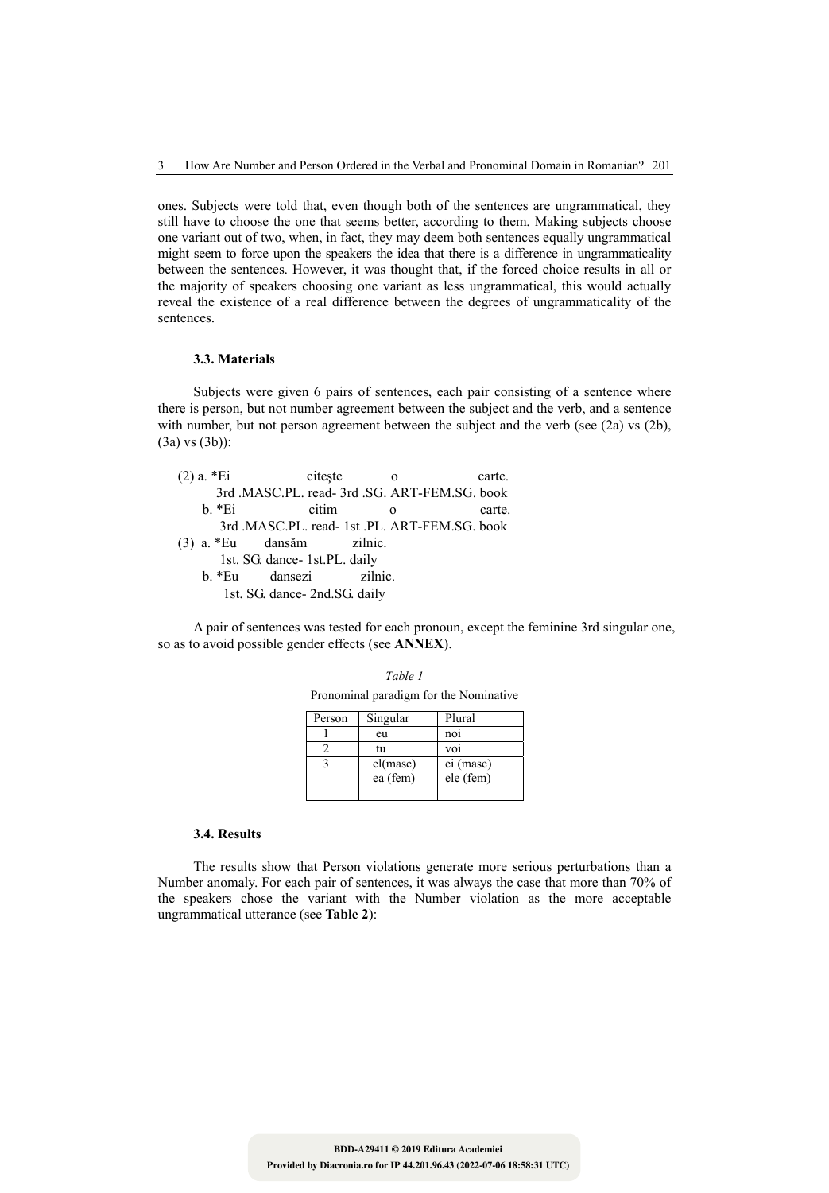ones. Subjects were told that, even though both of the sentences are ungrammatical, they still have to choose the one that seems better, according to them. Making subjects choose one variant out of two, when, in fact, they may deem both sentences equally ungrammatical might seem to force upon the speakers the idea that there is a difference in ungrammaticality between the sentences. However, it was thought that, if the forced choice results in all or the majority of speakers choosing one variant as less ungrammatical, this would actually reveal the existence of a real difference between the degrees of ungrammaticality of the sentences.

### 3.3. Materials

Subjects were given 6 pairs of sentences, each pair consisting of a sentence where there is person, but not number agreement between the subject and the verb, and a sentence with number, but not person agreement between the subject and the verb (see (2a) vs (2b), (3a) vs (3b)):

(2) a. *Ei citește o carte.
   3rd .MASC.PL. read- 3rd .SG. ART-FEM.SG. book
  b. *Ei citim o carte.
   3rd .MASC.PL. read- 1st .PL. ART-FEM.SG. book

(3) a. *Eu dansăm zilnic.
   1st. SG. dance- 1st.PL. daily
  b. *Eu dansezi zilnic.
   1st. SG. dance- 2nd.SG. daily

A pair of sentences was tested for each pronoun, except the feminine 3rd singular one, so as to avoid possible gender effects (see **ANNEX**).

*Table 1*

Pronominal paradigm for the Nominative

| Person | Singular | Plural |
|---|---|---|
| 1 | eu | noi |
| 2 | tu | voi |
| 3 | el(masc)<br>ea (fem) | ei (masc)<br>ele (fem) |

### 3.4. Results

The results show that Person violations generate more serious perturbations than a Number anomaly. For each pair of sentences, it was always the case that more than 70% of the speakers chose the variant with the Number violation as the more acceptable ungrammatical utterance (see **Table 2**):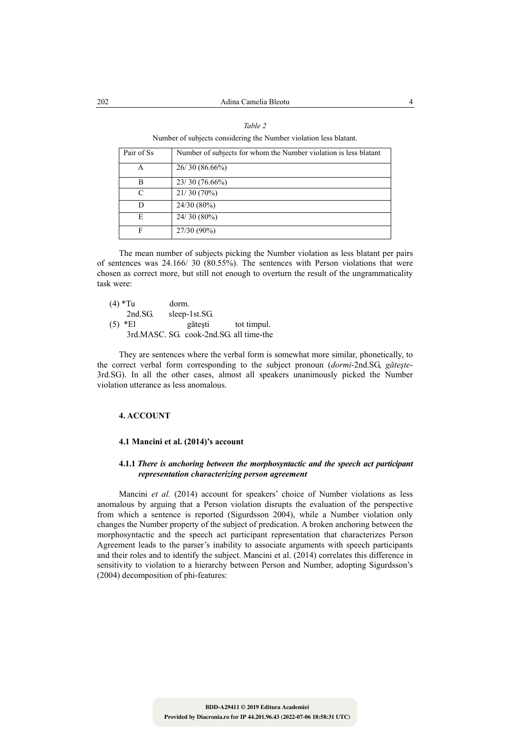*Table 2*

Number of subjects considering the Number violation less blatant.

| Pair of Ss | Number of subjects for whom the Number violation is less blatant |
|---|---|
| A | 26/ 30 (86.66%) |
| B | 23/ 30 (76.66%) |
| C | 21/ 30 (70%) |
| D | 24/30 (80%) |
| E | 24/ 30 (80%) |
| F | 27/30 (90%) |

The mean number of subjects picking the Number violation as less blatant per pairs of sentences was 24.166/ 30 (80.55%). The sentences with Person violations that were chosen as correct more, but still not enough to overturn the result of the ungrammaticality task were:

(4) *Tu dorm.
    2nd.SG. sleep-1st.SG.
(5) *El gătești tot timpul.
    3rd.MASC. SG. cook-2nd.SG. all time-the

They are sentences where the verbal form is somewhat more similar, phonetically, to the correct verbal form corresponding to the subject pronoun (*dormi*-2nd.SG, *gătește*-3rd.SG). In all the other cases, almost all speakers unanimously picked the Number violation utterance as less anomalous.

## 4. ACCOUNT

### 4.1 Mancini et al. (2014)'s account

#### 4.1.1 *There is anchoring between the morphosyntactic and the speech act participant representation characterizing person agreement*

Mancini *et al.* (2014) account for speakers' choice of Number violations as less anomalous by arguing that a Person violation disrupts the evaluation of the perspective from which a sentence is reported (Sigurdsson 2004), while a Number violation only changes the Number property of the subject of predication. A broken anchoring between the morphosyntactic and the speech act participant representation that characterizes Person Agreement leads to the parser's inability to associate arguments with speech participants and their roles and to identify the subject. Mancini et al. (2014) correlates this difference in sensitivity to violation to a hierarchy between Person and Number, adopting Sigurdsson's (2004) decomposition of phi-features: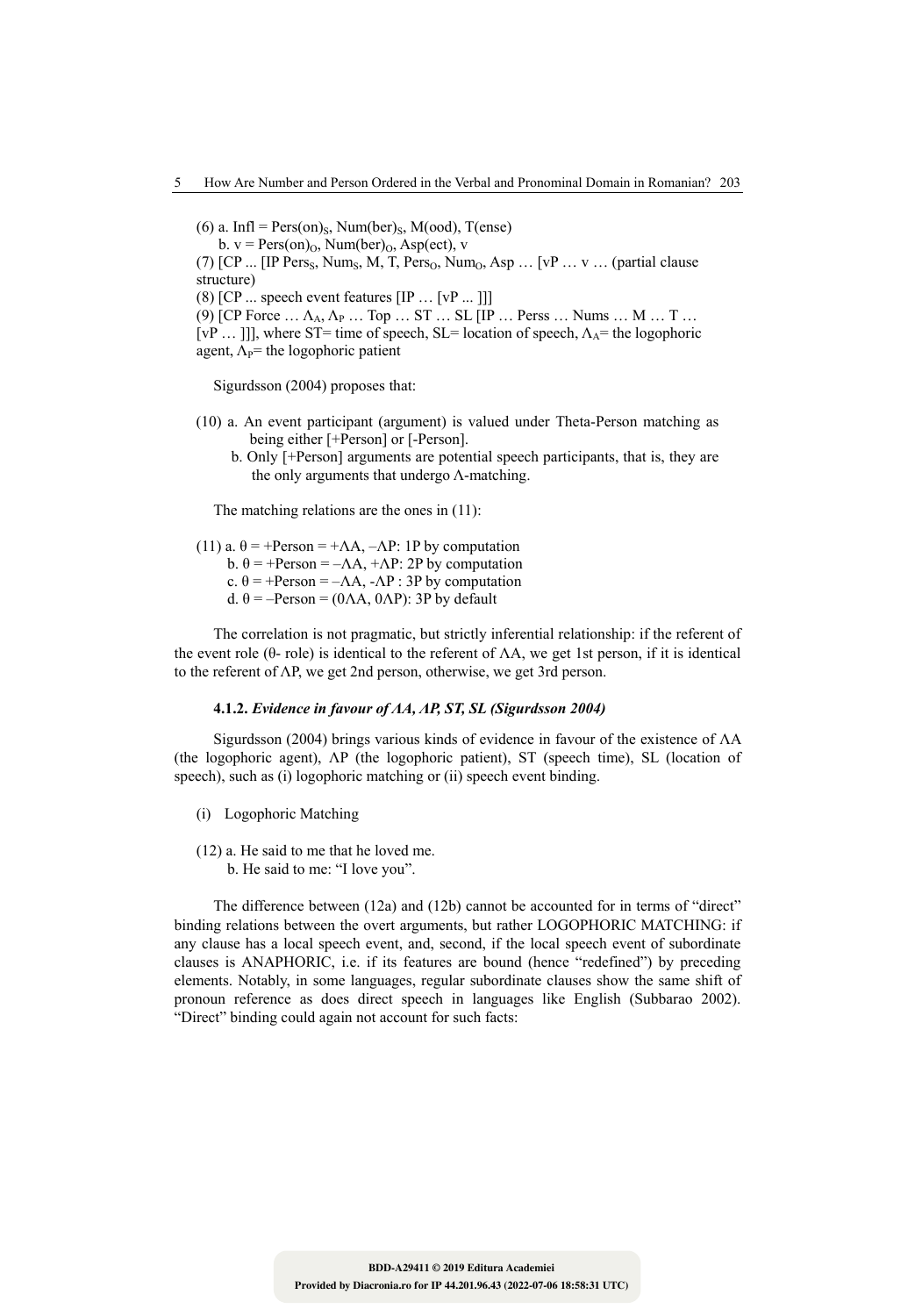(6) a. Infl = $\text{Pers(on)}_S$, $\text{Num(ber)}_S$, M(ood), T(ense)
   b. v = $\text{Pers(on)}_O$, $\text{Num(ber)}_O$, Asp(ect), v

(7) [CP ... [IP $\text{Pers}_S$, $\text{Num}_S$, M, T, $\text{Pers}_O$, $\text{Num}_O$, Asp … [vP … v … (partial clause structure)

(8) [CP ... speech event features [IP … [vP ... ]]]

(9) [CP Force … $\Lambda_A$, $\Lambda_P$ … Top … ST … SL [IP … Perss … Nums … M … T … [vP … ]]], where ST= time of speech, SL= location of speech, $\Lambda_A$= the logophoric agent, $\Lambda_P$= the logophoric patient

Sigurdsson (2004) proposes that:

(10) a. An event participant (argument) is valued under Theta-Person matching as being either [+Person] or [-Person].
   b. Only [+Person] arguments are potential speech participants, that is, they are the only arguments that undergo Λ-matching.

The matching relations are the ones in (11):

(11) a. $\theta$ = +Person = +ΛA, –ΛP: 1P by computation
   b. $\theta$ = +Person = –ΛA, +ΛP: 2P by computation
   c. $\theta$ = +Person = –ΛA, -ΛP : 3P by computation
   d. $\theta$ = –Person = (0ΛA, 0ΛP): 3P by default

The correlation is not pragmatic, but strictly inferential relationship: if the referent of the event role (θ- role) is identical to the referent of ΛA, we get 1st person, if it is identical to the referent of ΛP, we get 2nd person, otherwise, we get 3rd person.

#### 4.1.2. *Evidence in favour of ΛA, ΛP, ST, SL (Sigurdsson 2004)*

Sigurdsson (2004) brings various kinds of evidence in favour of the existence of ΛA (the logophoric agent), ΛP (the logophoric patient), ST (speech time), SL (location of speech), such as (i) logophoric matching or (ii) speech event binding.

(i) Logophoric Matching

(12) a. He said to me that he loved me.
   b. He said to me: "I love you".

The difference between (12a) and (12b) cannot be accounted for in terms of "direct" binding relations between the overt arguments, but rather LOGOPHORIC MATCHING: if any clause has a local speech event, and, second, if the local speech event of subordinate clauses is ANAPHORIC, i.e. if its features are bound (hence "redefined") by preceding elements. Notably, in some languages, regular subordinate clauses show the same shift of pronoun reference as does direct speech in languages like English (Subbarao 2002). "Direct" binding could again not account for such facts: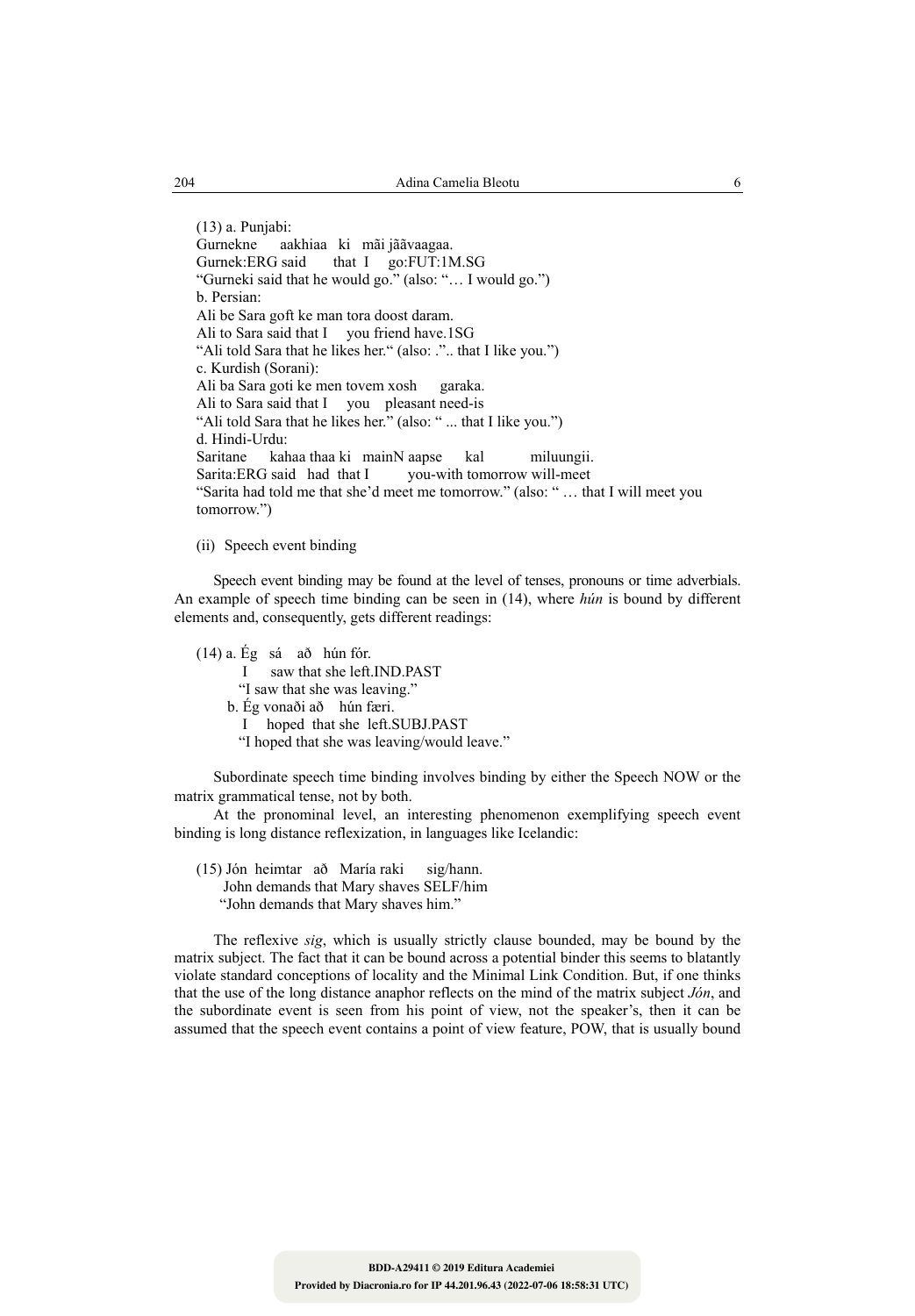(13) a. Punjabi:
Gurnekne aakhiaa ki mãi jããvaagaa.
Gurnek:ERG said that I go:FUT:1M.SG
"Gurneki said that he would go." (also: "… I would go.")
b. Persian:
Ali be Sara goft ke man tora doost daram.
Ali to Sara said that I you friend have.1SG
"Ali told Sara that he likes her." (also: ."‥ that I like you.")
c. Kurdish (Sorani):
Ali ba Sara goti ke men tovem xosh garaka.
Ali to Sara said that I you pleasant need-is
"Ali told Sara that he likes her." (also: " ... that I like you.")
d. Hindi-Urdu:
Saritane kahaa thaa ki mainN aapse kal miluungii.
Sarita:ERG said had that I you-with tomorrow will-meet
"Sarita had told me that she'd meet me tomorrow." (also: " … that I will meet you tomorrow.")

(ii) Speech event binding

Speech event binding may be found at the level of tenses, pronouns or time adverbials. An example of speech time binding can be seen in (14), where *hún* is bound by different elements and, consequently, gets different readings:

(14) a. Ég sá að hún fór.
I saw that she left.IND.PAST
"I saw that she was leaving."
b. Ég vonaði að hún færi.
I hoped that she left.SUBJ.PAST
"I hoped that she was leaving/would leave."

Subordinate speech time binding involves binding by either the Speech NOW or the matrix grammatical tense, not by both.

At the pronominal level, an interesting phenomenon exemplifying speech event binding is long distance reflexization, in languages like Icelandic:

(15) Jón heimtar að María raki sig/hann.
John demands that Mary shaves SELF/him
"John demands that Mary shaves him."

The reflexive *sig*, which is usually strictly clause bounded, may be bound by the matrix subject. The fact that it can be bound across a potential binder this seems to blatantly violate standard conceptions of locality and the Minimal Link Condition. But, if one thinks that the use of the long distance anaphor reflects on the mind of the matrix subject *Jón*, and the subordinate event is seen from his point of view, not the speaker's, then it can be assumed that the speech event contains a point of view feature, POW, that is usually bound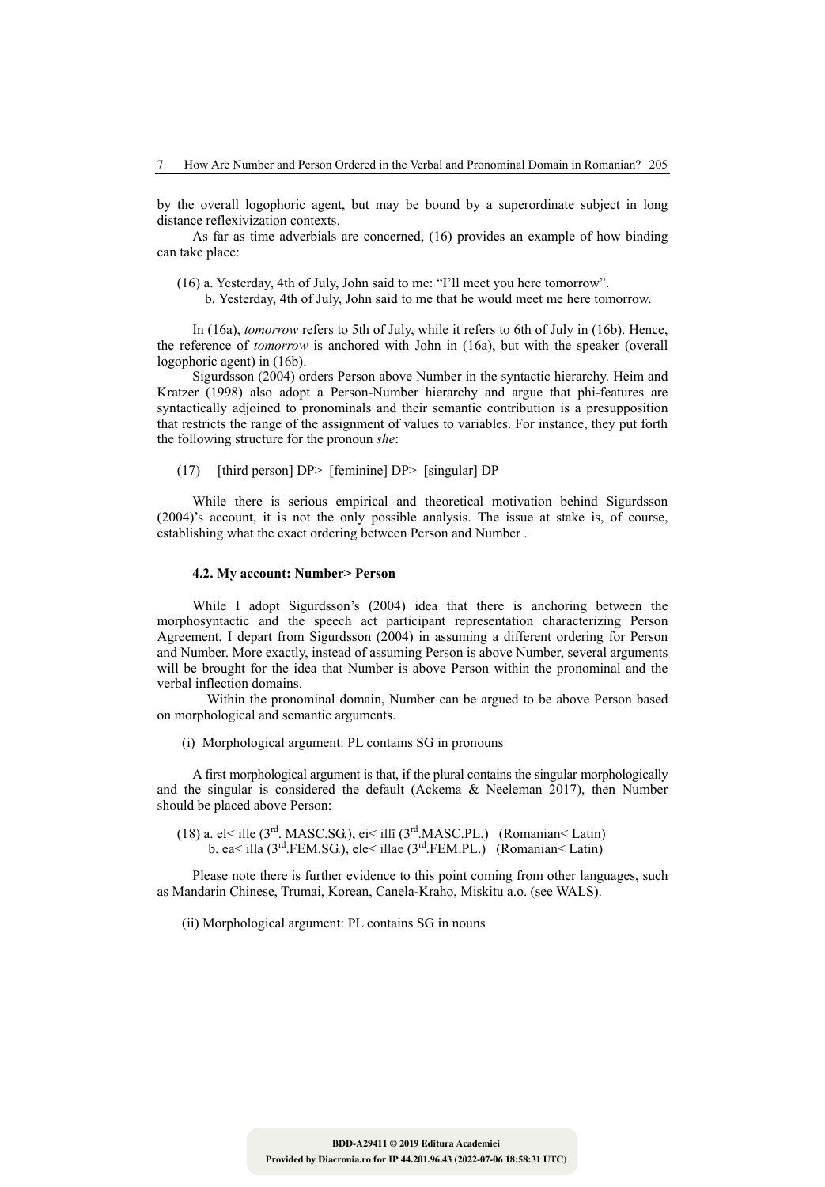by the overall logophoric agent, but may be bound by a superordinate subject in long distance reflexivization contexts.

As far as time adverbials are concerned, (16) provides an example of how binding can take place:

(16) a. Yesterday, 4th of July, John said to me: “I’ll meet you here tomorrow”.
b. Yesterday, 4th of July, John said to me that he would meet me here tomorrow.

In (16a), *tomorrow* refers to 5th of July, while it refers to 6th of July in (16b). Hence, the reference of *tomorrow* is anchored with John in (16a), but with the speaker (overall logophoric agent) in (16b).

Sigurdsson (2004) orders Person above Number in the syntactic hierarchy. Heim and Kratzer (1998) also adopt a Person-Number hierarchy and argue that phi-features are syntactically adjoined to pronominals and their semantic contribution is a presupposition that restricts the range of the assignment of values to variables. For instance, they put forth the following structure for the pronoun *she*:

(17) [third person] DP> [feminine] DP> [singular] DP

While there is serious empirical and theoretical motivation behind Sigurdsson (2004)’s account, it is not the only possible analysis. The issue at stake is, of course, establishing what the exact ordering between Person and Number .

#### 4.2. My account: Number> Person

While I adopt Sigurdsson’s (2004) idea that there is anchoring between the morphosyntactic and the speech act participant representation characterizing Person Agreement, I depart from Sigurdsson (2004) in assuming a different ordering for Person and Number. More exactly, instead of assuming Person is above Number, several arguments will be brought for the idea that Number is above Person within the pronominal and the verbal inflection domains.

Within the pronominal domain, Number can be argued to be above Person based on morphological and semantic arguments.

(i) Morphological argument: PL contains SG in pronouns

A first morphological argument is that, if the plural contains the singular morphologically and the singular is considered the default (Ackema & Neeleman 2017), then Number should be placed above Person:

(18) a. el< ille (3rd. MASC.SG.), ei< illī (3rd.MASC.PL.) (Romanian< Latin)
b. ea< illa (3rd.FEM.SG.), ele< illae (3rd.FEM.PL.) (Romanian< Latin)

Please note there is further evidence to this point coming from other languages, such as Mandarin Chinese, Trumai, Korean, Canela-Kraho, Miskitu a.o. (see WALS).

(ii) Morphological argument: PL contains SG in nouns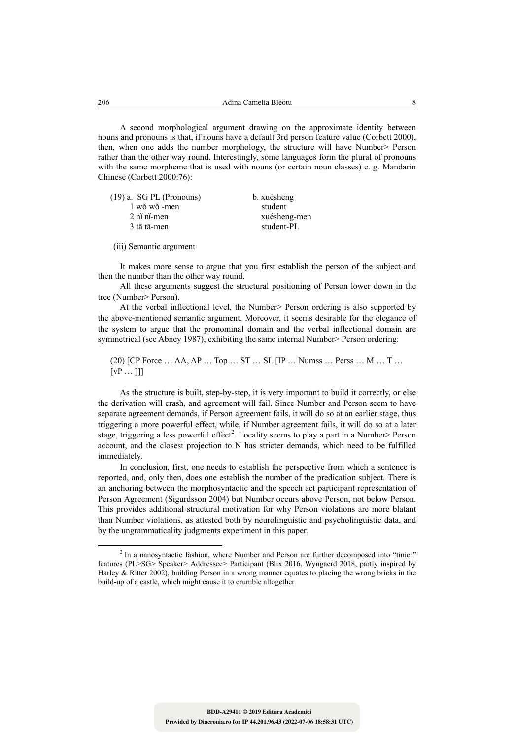A second morphological argument drawing on the approximate identity between nouns and pronouns is that, if nouns have a default 3rd person feature value (Corbett 2000), then, when one adds the number morphology, the structure will have Number> Person rather than the other way round. Interestingly, some languages form the plural of pronouns with the same morpheme that is used with nouns (or certain noun classes) e. g. Mandarin Chinese (Corbett 2000:76):

(19) a. SG PL (Pronouns)
   1 wǒ wǒ -men
   2 nǐ nǐ-men
   3 tā tā-men

b. xuésheng
   student
   xuésheng-men
   student-PL

(iii) Semantic argument

It makes more sense to argue that you first establish the person of the subject and then the number than the other way round.

All these arguments suggest the structural positioning of Person lower down in the tree (Number> Person).

At the verbal inflectional level, the Number> Person ordering is also supported by the above-mentioned semantic argument. Moreover, it seems desirable for the elegance of the system to argue that the pronominal domain and the verbal inflectional domain are symmetrical (see Abney 1987), exhibiting the same internal Number> Person ordering:

(20) [CP Force … ΛA, ΛP … Top … ST … SL [IP … Numss … Perss … M … T … [vP … ]]]

As the structure is built, step-by-step, it is very important to build it correctly, or else the derivation will crash, and agreement will fail. Since Number and Person seem to have separate agreement demands, if Person agreement fails, it will do so at an earlier stage, thus triggering a more powerful effect, while, if Number agreement fails, it will do so at a later stage, triggering a less powerful effect[2]. Locality seems to play a part in a Number> Person account, and the closest projection to N has stricter demands, which need to be fulfilled immediately.

In conclusion, first, one needs to establish the perspective from which a sentence is reported, and, only then, does one establish the number of the predication subject. There is an anchoring between the morphosyntactic and the speech act participant representation of Person Agreement (Sigurdsson 2004) but Number occurs above Person, not below Person. This provides additional structural motivation for why Person violations are more blatant than Number violations, as attested both by neurolinguistic and psycholinguistic data, and by the ungrammaticality judgments experiment in this paper.

---

[2] In a nanosyntactic fashion, where Number and Person are further decomposed into "tinier" features (PL>SG> Speaker> Addressee> Participant (Blix 2016, Wyngaerd 2018, partly inspired by Harley & Ritter 2002), building Person in a wrong manner equates to placing the wrong bricks in the build-up of a castle, which might cause it to crumble altogether.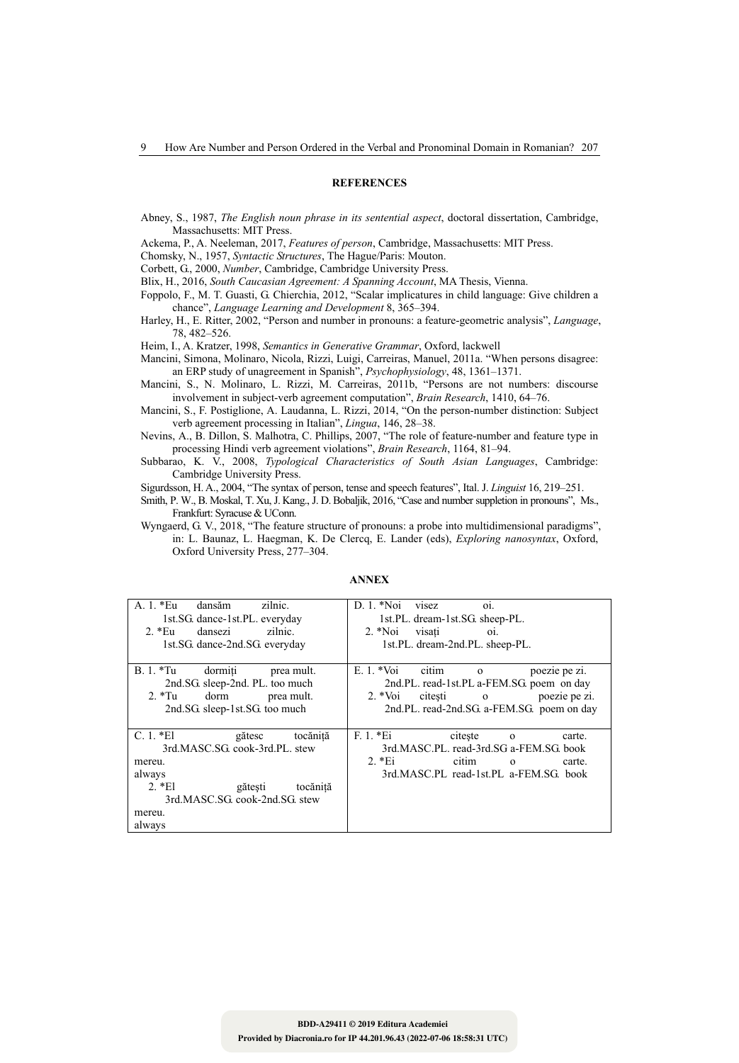## REFERENCES

Abney, S., 1987, *The English noun phrase in its sentential aspect*, doctoral dissertation, Cambridge, Massachusetts: MIT Press.

Ackema, P., A. Neeleman, 2017, *Features of person*, Cambridge, Massachusetts: MIT Press.

Chomsky, N., 1957, *Syntactic Structures*, The Hague/Paris: Mouton.

Corbett, G., 2000, *Number*, Cambridge, Cambridge University Press.

Blix, H., 2016, *South Caucasian Agreement: A Spanning Account*, MA Thesis, Vienna.

Foppolo, F., M. T. Guasti, G. Chierchia, 2012, "Scalar implicatures in child language: Give children a chance", *Language Learning and Development* 8, 365–394.

Harley, H., E. Ritter, 2002, "Person and number in pronouns: a feature-geometric analysis", *Language*, 78, 482–526.

Heim, I., A. Kratzer, 1998, *Semantics in Generative Grammar*, Oxford, lackwell

Mancini, Simona, Molinaro, Nicola, Rizzi, Luigi, Carreiras, Manuel, 2011a. "When persons disagree: an ERP study of unagreement in Spanish", *Psychophysiology*, 48, 1361–1371.

Mancini, S., N. Molinaro, L. Rizzi, M. Carreiras, 2011b, "Persons are not numbers: discourse involvement in subject-verb agreement computation", *Brain Research*, 1410, 64–76.

Mancini, S., F. Postiglione, A. Laudanna, L. Rizzi, 2014, "On the person-number distinction: Subject verb agreement processing in Italian", *Lingua*, 146, 28–38.

Nevins, A., B. Dillon, S. Malhotra, C. Phillips, 2007, "The role of feature-number and feature type in processing Hindi verb agreement violations", *Brain Research*, 1164, 81–94.

Subbarao, K. V., 2008, *Typological Characteristics of South Asian Languages*, Cambridge: Cambridge University Press.

Sigurdsson, H. A., 2004, "The syntax of person, tense and speech features", Ital. J. *Linguist* 16, 219–251.

Smith, P. W., B. Moskal, T. Xu, J. Kang., J. D. Bobaljik, 2016, "Case and number suppletion in pronouns", Ms., Frankfurt: Syracuse & UConn.

Wyngaerd, G. V., 2018, "The feature structure of pronouns: a probe into multidimensional paradigms", in: L. Baunaz, L. Haegman, K. De Clercq, E. Lander (eds), *Exploring nanosyntax*, Oxford, Oxford University Press, 277–304.

## ANNEX

| | |
|---|---|
| A. 1. *Eu dansăm zilnic.<br>1st.SG. dance-1st.PL. everyday<br>2. *Eu dansezi zilnic.<br>1st.SG. dance-2nd.SG. everyday | D. 1. *Noi visez oi.<br>1st.PL. dream-1st.SG. sheep-PL.<br>2. *Noi visați oi.<br>1st.PL. dream-2nd.PL. sheep-PL. |
| B. 1. *Tu dormiți prea mult.<br>2nd.SG. sleep-2nd. PL. too much<br>2. *Tu dorm prea mult.<br>2nd.SG. sleep-1st.SG. too much | E. 1. *Voi citim o poezie pe zi.<br>2nd.PL. read-1st.PL a-FEM.SG. poem on day<br>2. *Voi citești o poezie pe zi.<br>2nd.PL. read-2nd.SG. a-FEM.SG. poem on day |
| C. 1. *El gătesc tocăniță mereu.<br>3rd.MASC.SG. cook-3rd.PL. stew always<br>2. *El gătești tocăniță mereu.<br>3rd.MASC.SG. cook-2nd.SG. stew always | F. 1. *Ei citește o carte.<br>3rd.MASC.PL. read-3rd.SG a-FEM.SG. book<br>2. *Ei citim o carte.<br>3rd.MASC.PL read-1st.PL a-FEM.SG. book |